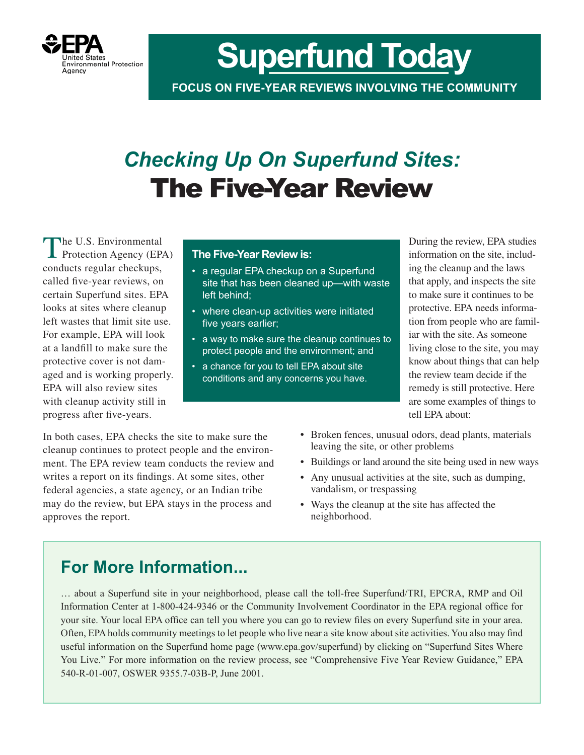United States Environmental Protection Agency

# Superfund Today

**FOCUS ON FIVE-YEAR REVIEWS INVOLVING THE COMMUNITY**

## *Checking Up On Superfund Sites:*
# The Five-Year Review

The U.S. Environmental Protection Agency (EPA) conducts regular checkups, called five-year reviews, on certain Superfund sites. EPA looks at sites where cleanup left wastes that limit site use. For example, EPA will look at a landfill to make sure the protective cover is not damaged and is working properly. EPA will also review sites with cleanup activity still in progress after five-years.

**The Five-Year Review is:**

- a regular EPA checkup on a Superfund site that has been cleaned up—with waste left behind;
- where clean-up activities were initiated five years earlier;
- a way to make sure the cleanup continues to protect people and the environment; and
- a chance for you to tell EPA about site conditions and any concerns you have.

In both cases, EPA checks the site to make sure the cleanup continues to protect people and the environment. The EPA review team conducts the review and writes a report on its findings. At some sites, other federal agencies, a state agency, or an Indian tribe may do the review, but EPA stays in the process and approves the report.

During the review, EPA studies information on the site, including the cleanup and the laws that apply, and inspects the site to make sure it continues to be protective. EPA needs information from people who are familiar with the site. As someone living close to the site, you may know about things that can help the review team decide if the remedy is still protective. Here are some examples of things to tell EPA about:

- Broken fences, unusual odors, dead plants, materials leaving the site, or other problems
- Buildings or land around the site being used in new ways
- Any unusual activities at the site, such as dumping, vandalism, or trespassing
- Ways the cleanup at the site has affected the neighborhood.

## For More Information...

… about a Superfund site in your neighborhood, please call the toll-free Superfund/TRI, EPCRA, RMP and Oil Information Center at 1-800-424-9346 or the Community Involvement Coordinator in the EPA regional office for your site. Your local EPA office can tell you where you can go to review files on every Superfund site in your area. Often, EPA holds community meetings to let people who live near a site know about site activities. You also may find useful information on the Superfund home page (www.epa.gov/superfund) by clicking on "Superfund Sites Where You Live." For more information on the review process, see "Comprehensive Five Year Review Guidance," EPA 540-R-01-007, OSWER 9355.7-03B-P, June 2001.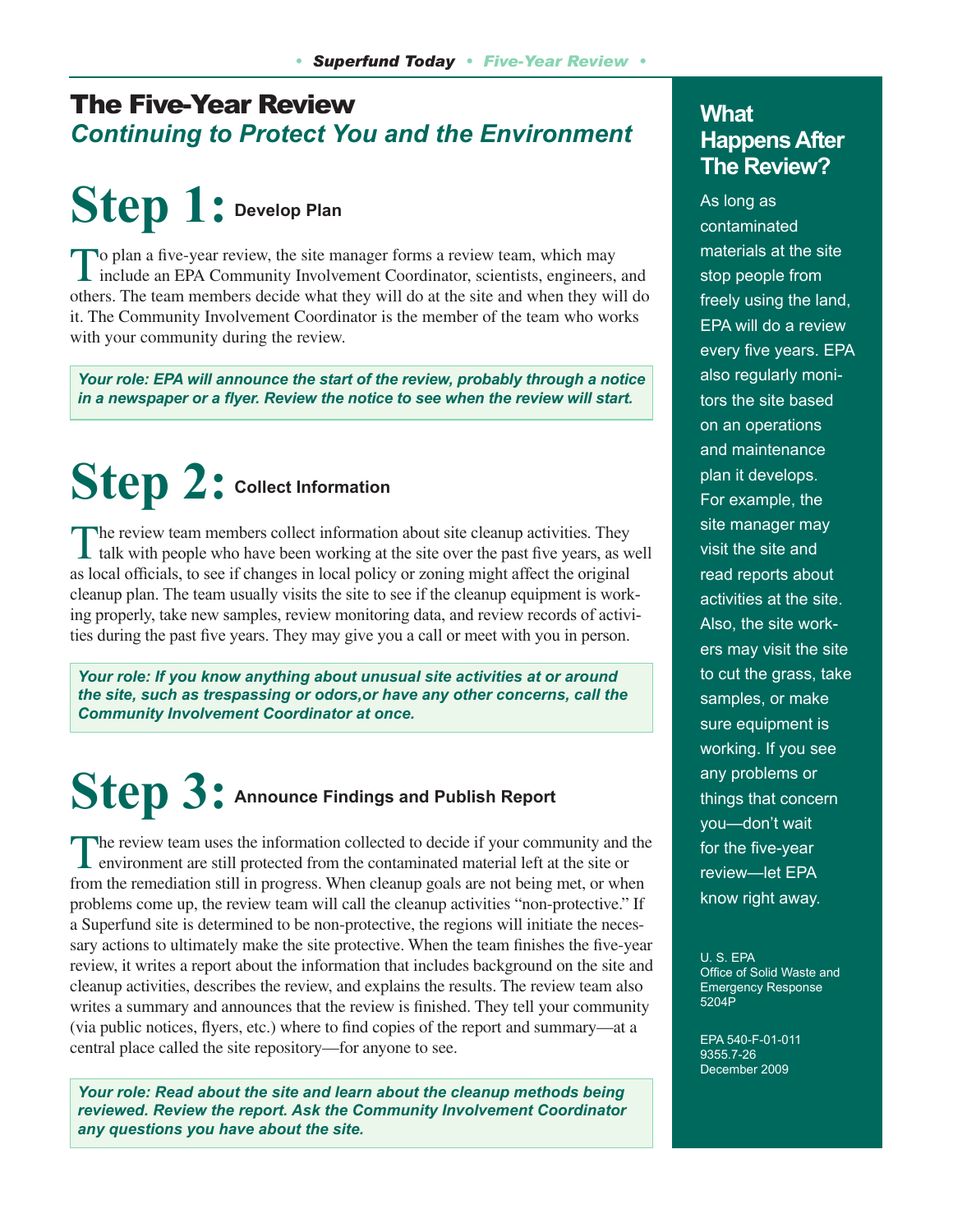# The Five-Year Review

## *Continuing to Protect You and the Environment*

## Step 1: Develop Plan

To plan a five-year review, the site manager forms a review team, which may include an EPA Community Involvement Coordinator, scientists, engineers, and others. The team members decide what they will do at the site and when they will do it. The Community Involvement Coordinator is the member of the team who works with your community during the review.

***Your role: EPA will announce the start of the review, probably through a notice in a newspaper or a flyer. Review the notice to see when the review will start.***

## Step 2: Collect Information

The review team members collect information about site cleanup activities. They talk with people who have been working at the site over the past five years, as well as local officials, to see if changes in local policy or zoning might affect the original cleanup plan. The team usually visits the site to see if the cleanup equipment is working properly, take new samples, review monitoring data, and review records of activities during the past five years. They may give you a call or meet with you in person.

***Your role: If you know anything about unusual site activities at or around the site, such as trespassing or odors,or have any other concerns, call the Community Involvement Coordinator at once.***

## Step 3: Announce Findings and Publish Report

The review team uses the information collected to decide if your community and the environment are still protected from the contaminated material left at the site or from the remediation still in progress. When cleanup goals are not being met, or when problems come up, the review team will call the cleanup activities "non-protective." If a Superfund site is determined to be non-protective, the regions will initiate the necessary actions to ultimately make the site protective. When the team finishes the five-year review, it writes a report about the information that includes background on the site and cleanup activities, describes the review, and explains the results. The review team also writes a summary and announces that the review is finished. They tell your community (via public notices, flyers, etc.) where to find copies of the report and summary—at a central place called the site repository—for anyone to see.

***Your role: Read about the site and learn about the cleanup methods being reviewed. Review the report. Ask the Community Involvement Coordinator any questions you have about the site.***

## What Happens After The Review?

As long as contaminated materials at the site stop people from freely using the land, EPA will do a review every five years. EPA also regularly monitors the site based on an operations and maintenance plan it develops. For example, the site manager may visit the site and read reports about activities at the site. Also, the site workers may visit the site to cut the grass, take samples, or make sure equipment is working. If you see any problems or things that concern you—don't wait for the five-year review—let EPA know right away.

U. S. EPA
Office of Solid Waste and Emergency Response
5204P

EPA 540-F-01-011
9355.7-26
December 2009